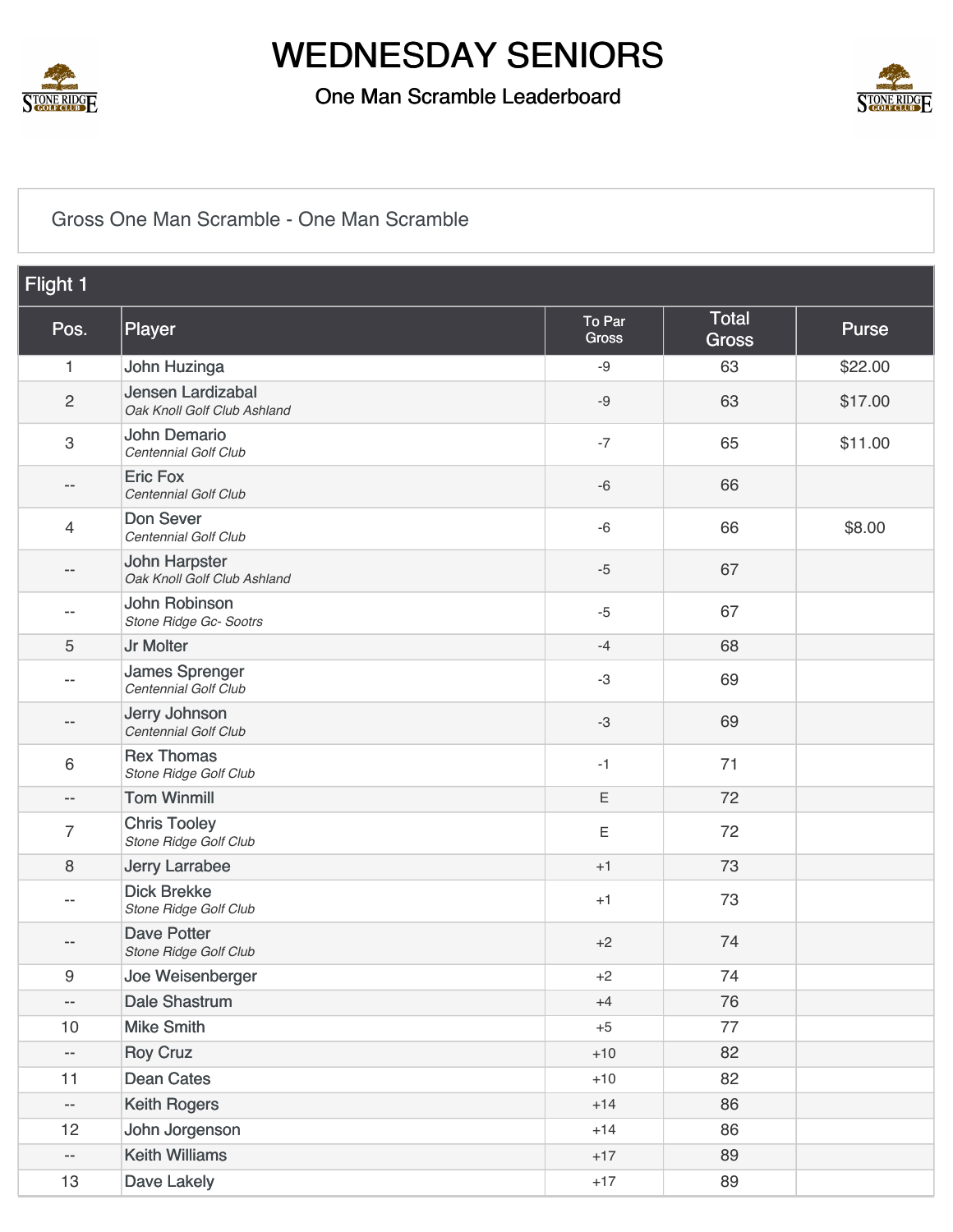# WEDNESDAY SENIORS

## One Man Scramble Leaderboard

Gross One Man Scramble - One Man Scramble

**Flight 1**

| Pos. | Player | To Par Gross | Total Gross | Purse |
|---|---|---|---|---|
| 1 | John Huzinga | -9 | 63 | $22.00 |
| 2 | Jensen Lardizabal *Oak Knoll Golf Club Ashland* | -9 | 63 | $17.00 |
| 3 | John Demario *Centennial Golf Club* | -7 | 65 | $11.00 |
| -- | Eric Fox *Centennial Golf Club* | -6 | 66 | |
| 4 | Don Sever *Centennial Golf Club* | -6 | 66 | $8.00 |
| -- | John Harpster *Oak Knoll Golf Club Ashland* | -5 | 67 | |
| -- | John Robinson *Stone Ridge Gc- Sootrs* | -5 | 67 | |
| 5 | Jr Molter | -4 | 68 | |
| -- | James Sprenger *Centennial Golf Club* | -3 | 69 | |
| -- | Jerry Johnson *Centennial Golf Club* | -3 | 69 | |
| 6 | Rex Thomas *Stone Ridge Golf Club* | -1 | 71 | |
| -- | Tom Winmill | E | 72 | |
| 7 | Chris Tooley *Stone Ridge Golf Club* | E | 72 | |
| 8 | Jerry Larrabee | +1 | 73 | |
| -- | Dick Brekke *Stone Ridge Golf Club* | +1 | 73 | |
| -- | Dave Potter *Stone Ridge Golf Club* | +2 | 74 | |
| 9 | Joe Weisenberger | +2 | 74 | |
| -- | Dale Shastrum | +4 | 76 | |
| 10 | Mike Smith | +5 | 77 | |
| -- | Roy Cruz | +10 | 82 | |
| 11 | Dean Cates | +10 | 82 | |
| -- | Keith Rogers | +14 | 86 | |
| 12 | John Jorgenson | +14 | 86 | |
| -- | Keith Williams | +17 | 89 | |
| 13 | Dave Lakely | +17 | 89 | |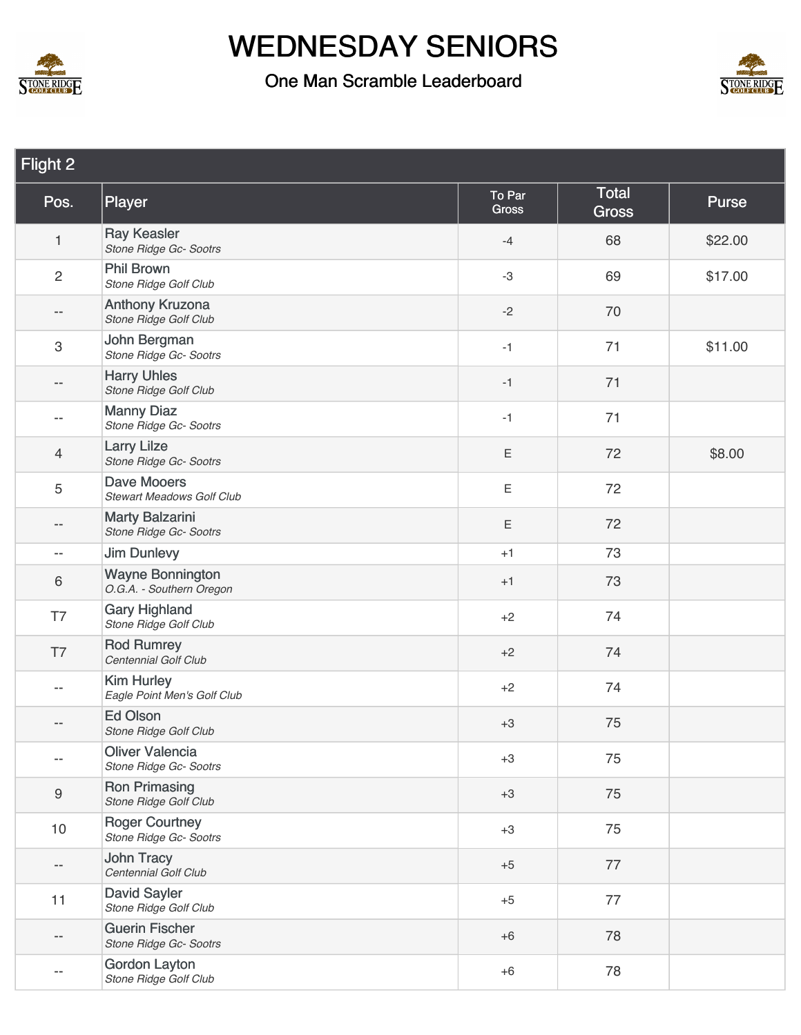# WEDNESDAY SENIORS

## One Man Scramble Leaderboard

### Flight 2

| Pos. | Player | To Par Gross | Total Gross | Purse |
|---|---|---|---|---|
| 1 | Ray Keasler<br>*Stone Ridge Gc- Sootrs* | -4 | 68 | $22.00 |
| 2 | Phil Brown<br>*Stone Ridge Golf Club* | -3 | 69 | $17.00 |
| -- | Anthony Kruzona<br>*Stone Ridge Golf Club* | -2 | 70 | |
| 3 | John Bergman<br>*Stone Ridge Gc- Sootrs* | -1 | 71 | $11.00 |
| -- | Harry Uhles<br>*Stone Ridge Golf Club* | -1 | 71 | |
| -- | Manny Diaz<br>*Stone Ridge Gc- Sootrs* | -1 | 71 | |
| 4 | Larry Lilze<br>*Stone Ridge Gc- Sootrs* | E | 72 | $8.00 |
| 5 | Dave Mooers<br>*Stewart Meadows Golf Club* | E | 72 | |
| -- | Marty Balzarini<br>*Stone Ridge Gc- Sootrs* | E | 72 | |
| -- | Jim Dunlevy | +1 | 73 | |
| 6 | Wayne Bonnington<br>*O.G.A. - Southern Oregon* | +1 | 73 | |
| T7 | Gary Highland<br>*Stone Ridge Golf Club* | +2 | 74 | |
| T7 | Rod Rumrey<br>*Centennial Golf Club* | +2 | 74 | |
| -- | Kim Hurley<br>*Eagle Point Men's Golf Club* | +2 | 74 | |
| -- | Ed Olson<br>*Stone Ridge Golf Club* | +3 | 75 | |
| -- | Oliver Valencia<br>*Stone Ridge Gc- Sootrs* | +3 | 75 | |
| 9 | Ron Primasing<br>*Stone Ridge Golf Club* | +3 | 75 | |
| 10 | Roger Courtney<br>*Stone Ridge Gc- Sootrs* | +3 | 75 | |
| -- | John Tracy<br>*Centennial Golf Club* | +5 | 77 | |
| 11 | David Sayler<br>*Stone Ridge Golf Club* | +5 | 77 | |
| -- | Guerin Fischer<br>*Stone Ridge Gc- Sootrs* | +6 | 78 | |
| -- | Gordon Layton<br>*Stone Ridge Golf Club* | +6 | 78 | |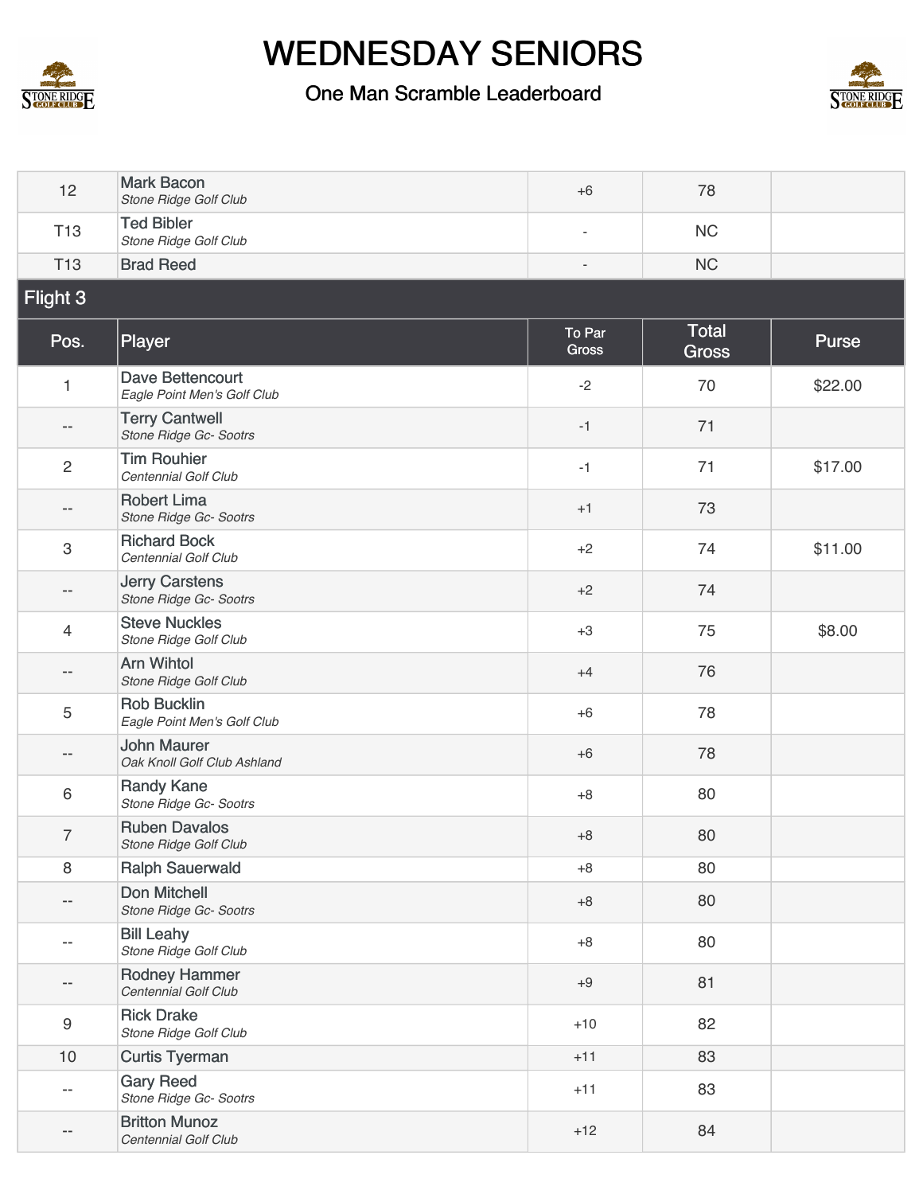# WEDNESDAY SENIORS

## One Man Scramble Leaderboard

| Pos. | Player | To Par Gross | Total Gross | Purse |
|---|---|---|---|---|
| 12 | Mark Bacon<br>*Stone Ridge Golf Club* | +6 | 78 | |
| T13 | Ted Bibler<br>*Stone Ridge Golf Club* | - | NC | |
| T13 | Brad Reed | - | NC | |

### Flight 3

| Pos. | Player | To Par Gross | Total Gross | Purse |
|---|---|---|---|---|
| 1 | Dave Bettencourt<br>*Eagle Point Men's Golf Club* | -2 | 70 | $22.00 |
| -- | Terry Cantwell<br>*Stone Ridge Gc- Sootrs* | -1 | 71 | |
| 2 | Tim Rouhier<br>*Centennial Golf Club* | -1 | 71 | $17.00 |
| -- | Robert Lima<br>*Stone Ridge Gc- Sootrs* | +1 | 73 | |
| 3 | Richard Bock<br>*Centennial Golf Club* | +2 | 74 | $11.00 |
| -- | Jerry Carstens<br>*Stone Ridge Gc- Sootrs* | +2 | 74 | |
| 4 | Steve Nuckles<br>*Stone Ridge Golf Club* | +3 | 75 | $8.00 |
| -- | Arn Wihtol<br>*Stone Ridge Golf Club* | +4 | 76 | |
| 5 | Rob Bucklin<br>*Eagle Point Men's Golf Club* | +6 | 78 | |
| -- | John Maurer<br>*Oak Knoll Golf Club Ashland* | +6 | 78 | |
| 6 | Randy Kane<br>*Stone Ridge Gc- Sootrs* | +8 | 80 | |
| 7 | Ruben Davalos<br>*Stone Ridge Golf Club* | +8 | 80 | |
| 8 | Ralph Sauerwald | +8 | 80 | |
| -- | Don Mitchell<br>*Stone Ridge Gc- Sootrs* | +8 | 80 | |
| -- | Bill Leahy<br>*Stone Ridge Golf Club* | +8 | 80 | |
| -- | Rodney Hammer<br>*Centennial Golf Club* | +9 | 81 | |
| 9 | Rick Drake<br>*Stone Ridge Golf Club* | +10 | 82 | |
| 10 | Curtis Tyerman | +11 | 83 | |
| -- | Gary Reed<br>*Stone Ridge Gc- Sootrs* | +11 | 83 | |
| -- | Britton Munoz<br>*Centennial Golf Club* | +12 | 84 | |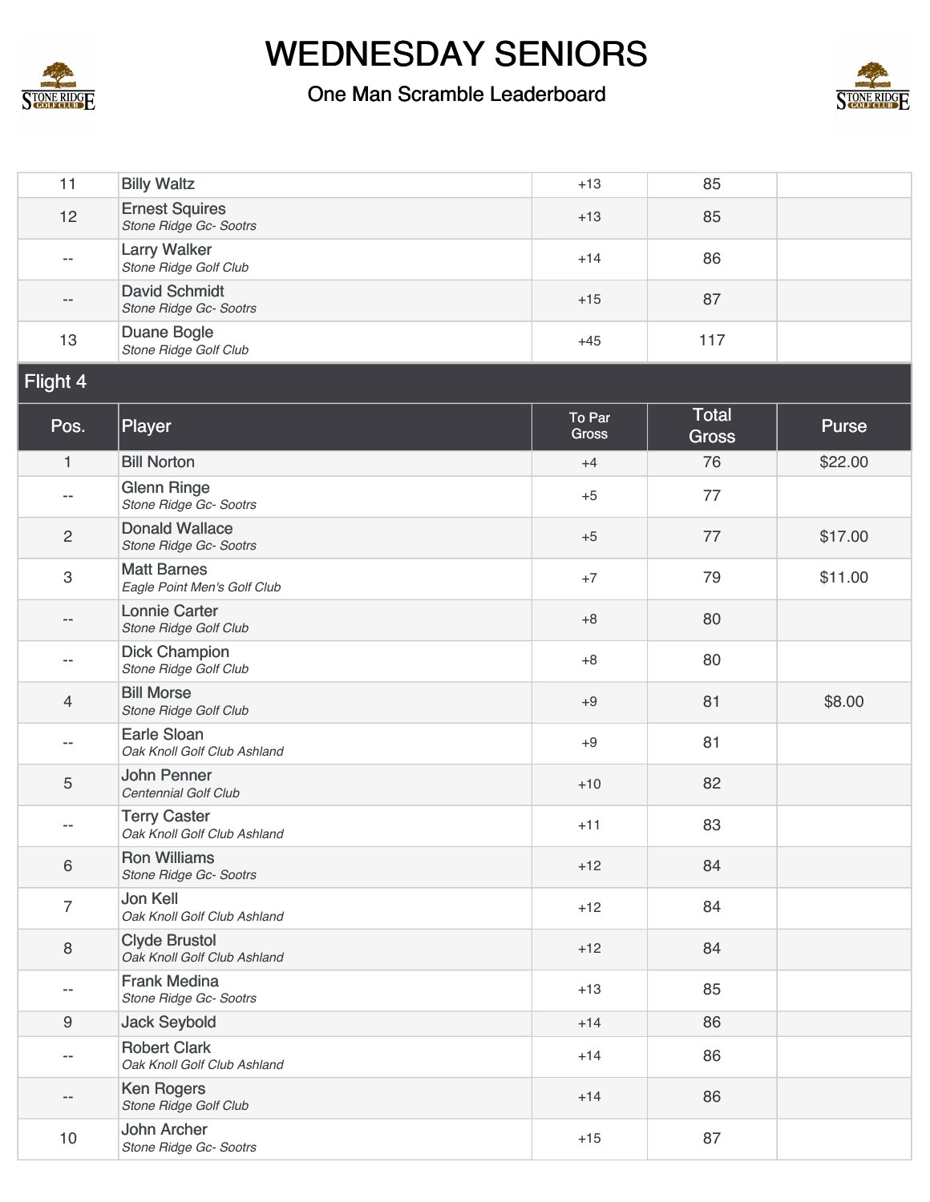# WEDNESDAY SENIORS

## One Man Scramble Leaderboard

| Pos. | Player | To Par Gross | Total Gross | Purse |
|---|---|---|---|---|
| 11 | Billy Waltz | +13 | 85 | |
| 12 | Ernest Squires<br>*Stone Ridge Gc- Sootrs* | +13 | 85 | |
| -- | Larry Walker<br>*Stone Ridge Golf Club* | +14 | 86 | |
| -- | David Schmidt<br>*Stone Ridge Gc- Sootrs* | +15 | 87 | |
| 13 | Duane Bogle<br>*Stone Ridge Golf Club* | +45 | 117 | |

### Flight 4

| Pos. | Player | To Par Gross | Total Gross | Purse |
|---|---|---|---|---|
| 1 | Bill Norton | +4 | 76 | $22.00 |
| -- | Glenn Ringe<br>*Stone Ridge Gc- Sootrs* | +5 | 77 | |
| 2 | Donald Wallace<br>*Stone Ridge Gc- Sootrs* | +5 | 77 | $17.00 |
| 3 | Matt Barnes<br>*Eagle Point Men's Golf Club* | +7 | 79 | $11.00 |
| -- | Lonnie Carter<br>*Stone Ridge Golf Club* | +8 | 80 | |
| -- | Dick Champion<br>*Stone Ridge Golf Club* | +8 | 80 | |
| 4 | Bill Morse<br>*Stone Ridge Golf Club* | +9 | 81 | $8.00 |
| -- | Earle Sloan<br>*Oak Knoll Golf Club Ashland* | +9 | 81 | |
| 5 | John Penner<br>*Centennial Golf Club* | +10 | 82 | |
| -- | Terry Caster<br>*Oak Knoll Golf Club Ashland* | +11 | 83 | |
| 6 | Ron Williams<br>*Stone Ridge Gc- Sootrs* | +12 | 84 | |
| 7 | Jon Kell<br>*Oak Knoll Golf Club Ashland* | +12 | 84 | |
| 8 | Clyde Brustol<br>*Oak Knoll Golf Club Ashland* | +12 | 84 | |
| -- | Frank Medina<br>*Stone Ridge Gc- Sootrs* | +13 | 85 | |
| 9 | Jack Seybold | +14 | 86 | |
| -- | Robert Clark<br>*Oak Knoll Golf Club Ashland* | +14 | 86 | |
| -- | Ken Rogers<br>*Stone Ridge Golf Club* | +14 | 86 | |
| 10 | John Archer<br>*Stone Ridge Gc- Sootrs* | +15 | 87 | |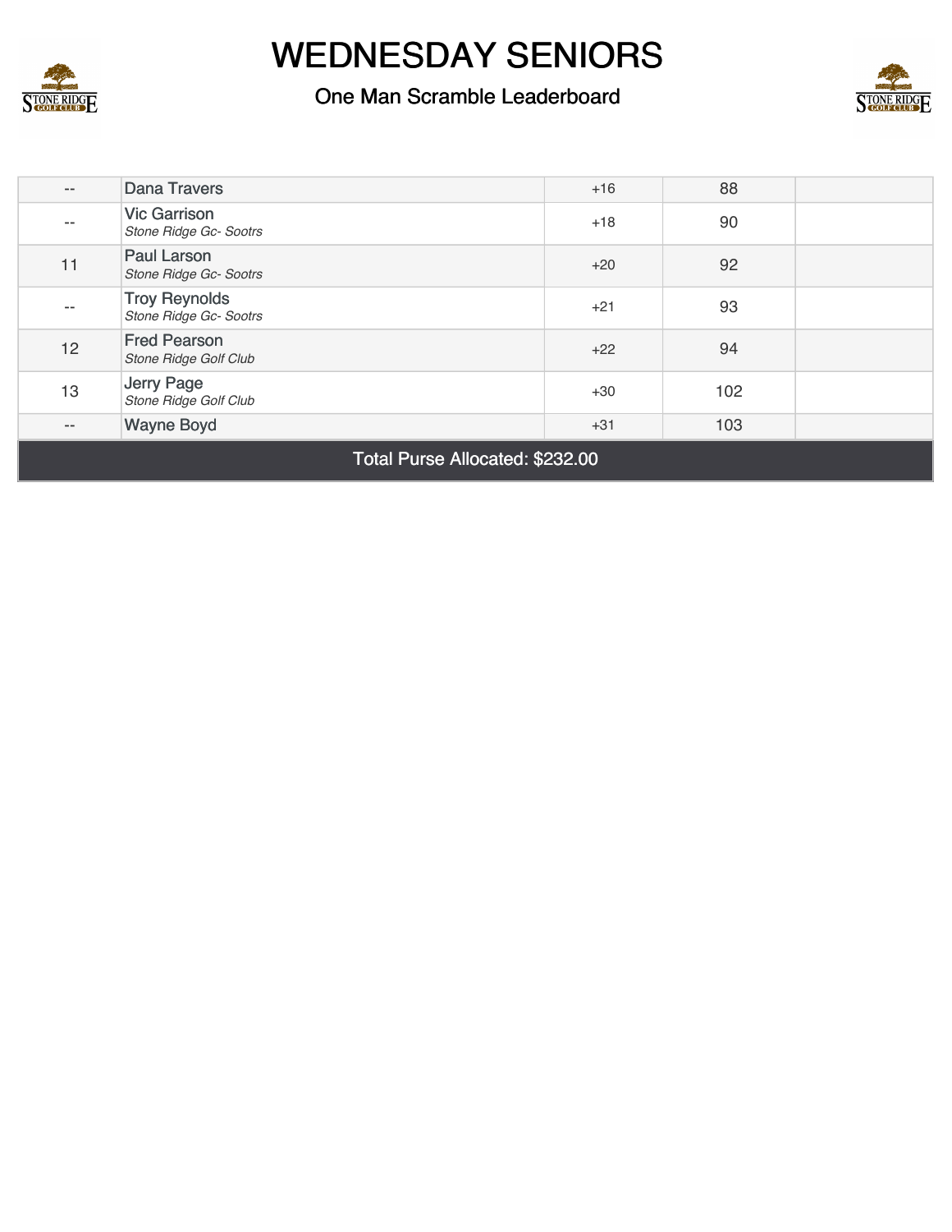# WEDNESDAY SENIORS

## One Man Scramble Leaderboard

| | | | | |
|---|---|---|---|---|
| -- | Dana Travers | +16 | 88 | |
| -- | Vic Garrison<br>*Stone Ridge Gc- Sootrs* | +18 | 90 | |
| 11 | Paul Larson<br>*Stone Ridge Gc- Sootrs* | +20 | 92 | |
| -- | Troy Reynolds<br>*Stone Ridge Gc- Sootrs* | +21 | 93 | |
| 12 | Fred Pearson<br>*Stone Ridge Golf Club* | +22 | 94 | |
| 13 | Jerry Page<br>*Stone Ridge Golf Club* | +30 | 102 | |
| -- | Wayne Boyd | +31 | 103 | |

Total Purse Allocated: $232.00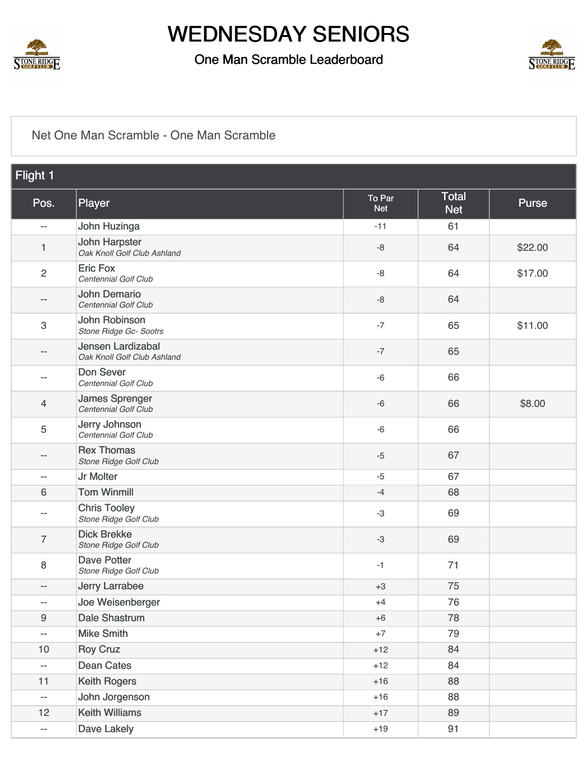# WEDNESDAY SENIORS

## One Man Scramble Leaderboard

Net One Man Scramble - One Man Scramble

### Flight 1

| Pos. | Player | To Par Net | Total Net | Purse |
|---|---|---|---|---|
| -- | John Huzinga | -11 | 61 | |
| 1 | John Harpster<br>*Oak Knoll Golf Club Ashland* | -8 | 64 | $22.00 |
| 2 | Eric Fox<br>*Centennial Golf Club* | -8 | 64 | $17.00 |
| -- | John Demario<br>*Centennial Golf Club* | -8 | 64 | |
| 3 | John Robinson<br>*Stone Ridge Gc- Sootrs* | -7 | 65 | $11.00 |
| -- | Jensen Lardizabal<br>*Oak Knoll Golf Club Ashland* | -7 | 65 | |
| -- | Don Sever<br>*Centennial Golf Club* | -6 | 66 | |
| 4 | James Sprenger<br>*Centennial Golf Club* | -6 | 66 | $8.00 |
| 5 | Jerry Johnson<br>*Centennial Golf Club* | -6 | 66 | |
| -- | Rex Thomas<br>*Stone Ridge Golf Club* | -5 | 67 | |
| -- | Jr Molter | -5 | 67 | |
| 6 | Tom Winmill | -4 | 68 | |
| -- | Chris Tooley<br>*Stone Ridge Golf Club* | -3 | 69 | |
| 7 | Dick Brekke<br>*Stone Ridge Golf Club* | -3 | 69 | |
| 8 | Dave Potter<br>*Stone Ridge Golf Club* | -1 | 71 | |
| -- | Jerry Larrabee | +3 | 75 | |
| -- | Joe Weisenberger | +4 | 76 | |
| 9 | Dale Shastrum | +6 | 78 | |
| -- | Mike Smith | +7 | 79 | |
| 10 | Roy Cruz | +12 | 84 | |
| -- | Dean Cates | +12 | 84 | |
| 11 | Keith Rogers | +16 | 88 | |
| -- | John Jorgenson | +16 | 88 | |
| 12 | Keith Williams | +17 | 89 | |
| -- | Dave Lakely | +19 | 91 | |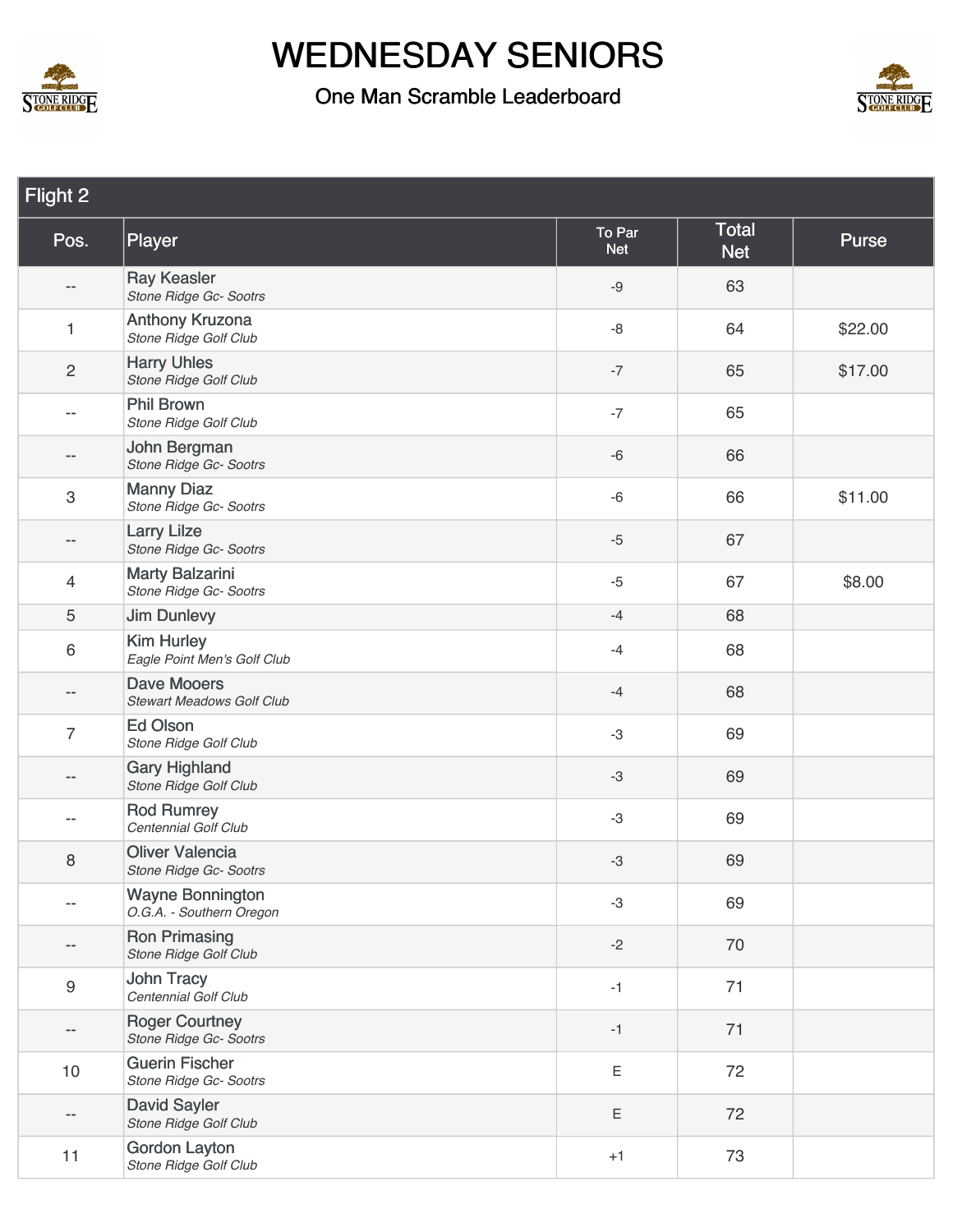# WEDNESDAY SENIORS

## One Man Scramble Leaderboard

### Flight 2

| Pos. | Player | To Par Net | Total Net | Purse |
|---|---|---|---|---|
| -- | Ray Keasler<br>*Stone Ridge Gc- Sootrs* | -9 | 63 | |
| 1 | Anthony Kruzona<br>*Stone Ridge Golf Club* | -8 | 64 | $22.00 |
| 2 | Harry Uhles<br>*Stone Ridge Golf Club* | -7 | 65 | $17.00 |
| -- | Phil Brown<br>*Stone Ridge Golf Club* | -7 | 65 | |
| -- | John Bergman<br>*Stone Ridge Gc- Sootrs* | -6 | 66 | |
| 3 | Manny Diaz<br>*Stone Ridge Gc- Sootrs* | -6 | 66 | $11.00 |
| -- | Larry Lilze<br>*Stone Ridge Gc- Sootrs* | -5 | 67 | |
| 4 | Marty Balzarini<br>*Stone Ridge Gc- Sootrs* | -5 | 67 | $8.00 |
| 5 | Jim Dunlevy | -4 | 68 | |
| 6 | Kim Hurley<br>*Eagle Point Men's Golf Club* | -4 | 68 | |
| -- | Dave Mooers<br>*Stewart Meadows Golf Club* | -4 | 68 | |
| 7 | Ed Olson<br>*Stone Ridge Golf Club* | -3 | 69 | |
| -- | Gary Highland<br>*Stone Ridge Golf Club* | -3 | 69 | |
| -- | Rod Rumrey<br>*Centennial Golf Club* | -3 | 69 | |
| 8 | Oliver Valencia<br>*Stone Ridge Gc- Sootrs* | -3 | 69 | |
| -- | Wayne Bonnington<br>*O.G.A. - Southern Oregon* | -3 | 69 | |
| -- | Ron Primasing<br>*Stone Ridge Golf Club* | -2 | 70 | |
| 9 | John Tracy<br>*Centennial Golf Club* | -1 | 71 | |
| -- | Roger Courtney<br>*Stone Ridge Gc- Sootrs* | -1 | 71 | |
| 10 | Guerin Fischer<br>*Stone Ridge Gc- Sootrs* | E | 72 | |
| -- | David Sayler<br>*Stone Ridge Golf Club* | E | 72 | |
| 11 | Gordon Layton<br>*Stone Ridge Golf Club* | +1 | 73 | |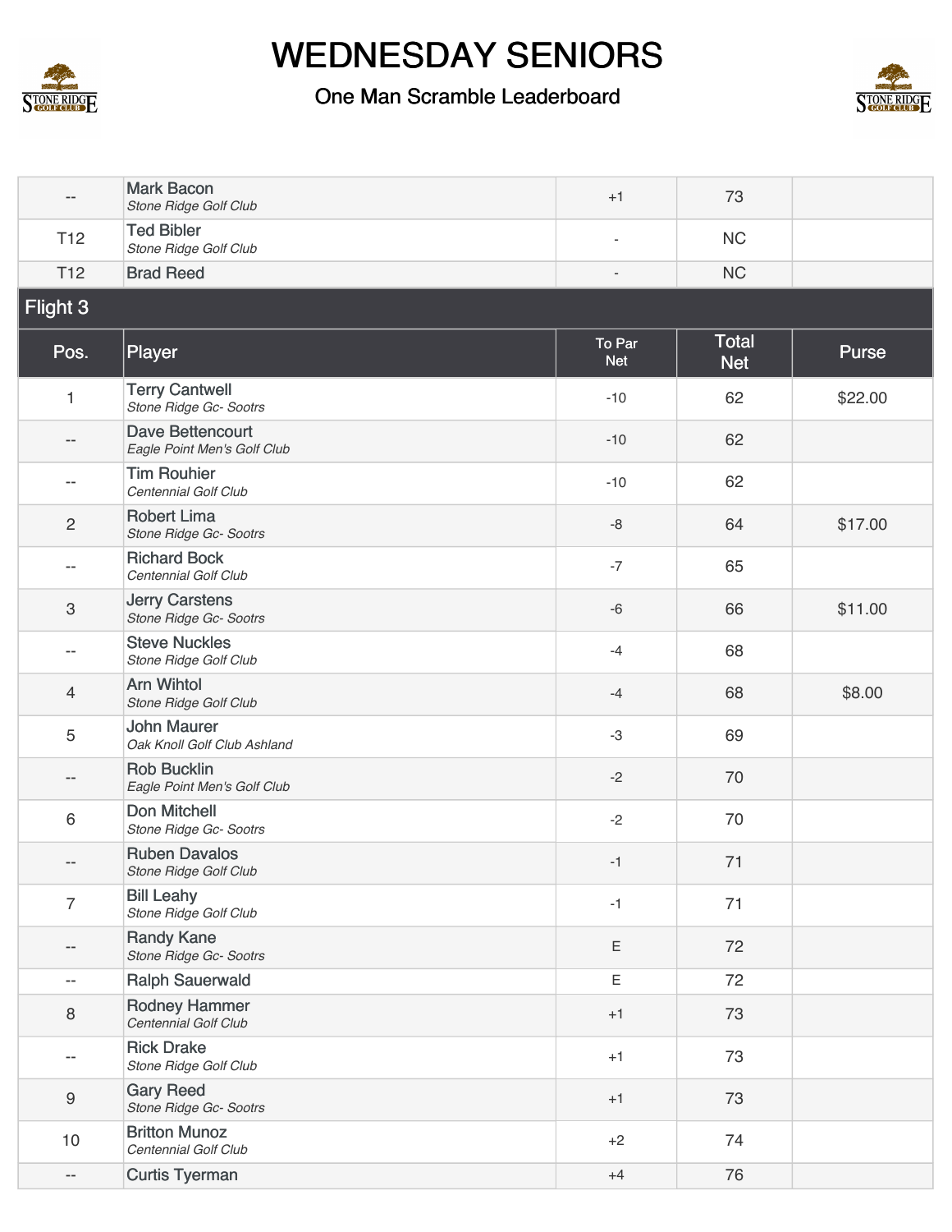# WEDNESDAY SENIORS

## One Man Scramble Leaderboard

| Pos. | Player | To Par Net | Total Net | Purse |
|---|---|---|---|---|
| -- | Mark Bacon *Stone Ridge Golf Club* | +1 | 73 | |
| T12 | Ted Bibler *Stone Ridge Golf Club* | - | NC | |
| T12 | Brad Reed | - | NC | |

### Flight 3

| Pos. | Player | To Par Net | Total Net | Purse |
|---|---|---|---|---|
| 1 | Terry Cantwell *Stone Ridge Gc- Sootrs* | -10 | 62 | $22.00 |
| -- | Dave Bettencourt *Eagle Point Men's Golf Club* | -10 | 62 | |
| -- | Tim Rouhier *Centennial Golf Club* | -10 | 62 | |
| 2 | Robert Lima *Stone Ridge Gc- Sootrs* | -8 | 64 | $17.00 |
| -- | Richard Bock *Centennial Golf Club* | -7 | 65 | |
| 3 | Jerry Carstens *Stone Ridge Gc- Sootrs* | -6 | 66 | $11.00 |
| -- | Steve Nuckles *Stone Ridge Golf Club* | -4 | 68 | |
| 4 | Arn Wihtol *Stone Ridge Golf Club* | -4 | 68 | $8.00 |
| 5 | John Maurer *Oak Knoll Golf Club Ashland* | -3 | 69 | |
| -- | Rob Bucklin *Eagle Point Men's Golf Club* | -2 | 70 | |
| 6 | Don Mitchell *Stone Ridge Gc- Sootrs* | -2 | 70 | |
| -- | Ruben Davalos *Stone Ridge Golf Club* | -1 | 71 | |
| 7 | Bill Leahy *Stone Ridge Golf Club* | -1 | 71 | |
| -- | Randy Kane *Stone Ridge Gc- Sootrs* | E | 72 | |
| -- | Ralph Sauerwald | E | 72 | |
| 8 | Rodney Hammer *Centennial Golf Club* | +1 | 73 | |
| -- | Rick Drake *Stone Ridge Golf Club* | +1 | 73 | |
| 9 | Gary Reed *Stone Ridge Gc- Sootrs* | +1 | 73 | |
| 10 | Britton Munoz *Centennial Golf Club* | +2 | 74 | |
| -- | Curtis Tyerman | +4 | 76 | |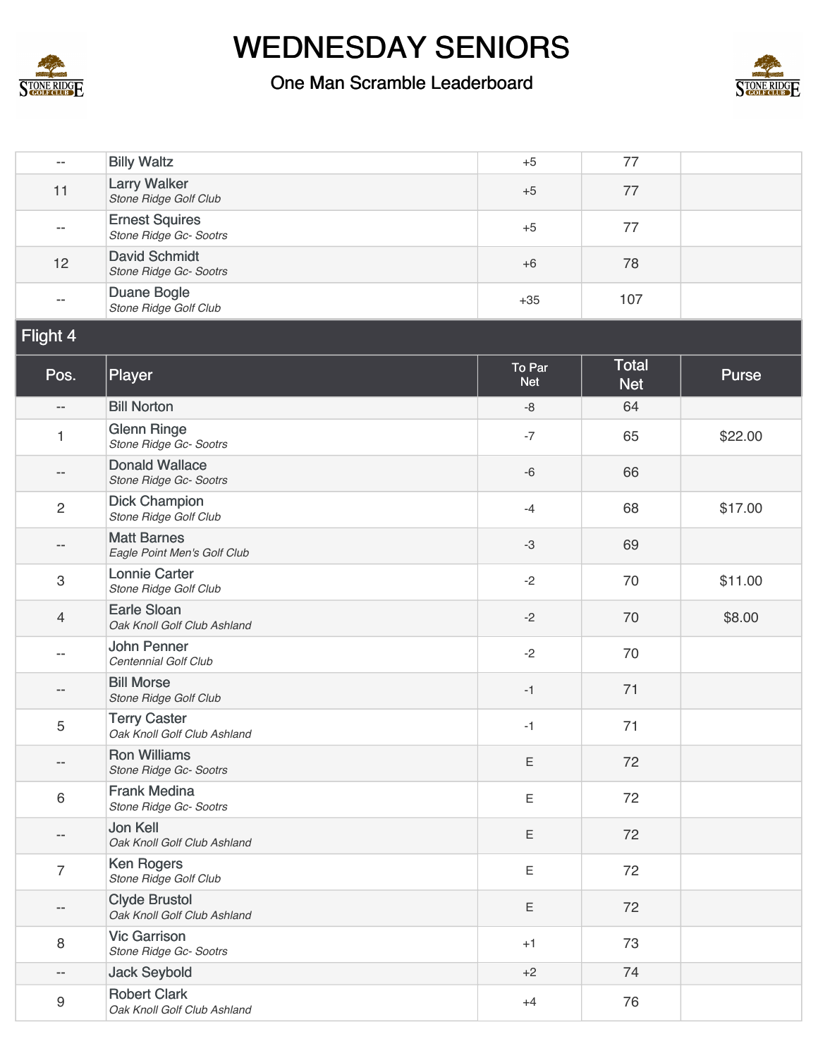# WEDNESDAY SENIORS

## One Man Scramble Leaderboard

| Pos. | Player | To Par Net | Total Net | Purse |
|---|---|---|---|---|
| -- | Billy Waltz | +5 | 77 | |
| 11 | Larry Walker *Stone Ridge Golf Club* | +5 | 77 | |
| -- | Ernest Squires *Stone Ridge Gc- Sootrs* | +5 | 77 | |
| 12 | David Schmidt *Stone Ridge Gc- Sootrs* | +6 | 78 | |
| -- | Duane Bogle *Stone Ridge Golf Club* | +35 | 107 | |

### Flight 4

| Pos. | Player | To Par Net | Total Net | Purse |
|---|---|---|---|---|
| -- | Bill Norton | -8 | 64 | |
| 1 | Glenn Ringe *Stone Ridge Gc- Sootrs* | -7 | 65 | $22.00 |
| -- | Donald Wallace *Stone Ridge Gc- Sootrs* | -6 | 66 | |
| 2 | Dick Champion *Stone Ridge Golf Club* | -4 | 68 | $17.00 |
| -- | Matt Barnes *Eagle Point Men's Golf Club* | -3 | 69 | |
| 3 | Lonnie Carter *Stone Ridge Golf Club* | -2 | 70 | $11.00 |
| 4 | Earle Sloan *Oak Knoll Golf Club Ashland* | -2 | 70 | $8.00 |
| -- | John Penner *Centennial Golf Club* | -2 | 70 | |
| -- | Bill Morse *Stone Ridge Golf Club* | -1 | 71 | |
| 5 | Terry Caster *Oak Knoll Golf Club Ashland* | -1 | 71 | |
| -- | Ron Williams *Stone Ridge Gc- Sootrs* | E | 72 | |
| 6 | Frank Medina *Stone Ridge Gc- Sootrs* | E | 72 | |
| -- | Jon Kell *Oak Knoll Golf Club Ashland* | E | 72 | |
| 7 | Ken Rogers *Stone Ridge Golf Club* | E | 72 | |
| -- | Clyde Brustol *Oak Knoll Golf Club Ashland* | E | 72 | |
| 8 | Vic Garrison *Stone Ridge Gc- Sootrs* | +1 | 73 | |
| -- | Jack Seybold | +2 | 74 | |
| 9 | Robert Clark *Oak Knoll Golf Club Ashland* | +4 | 76 | |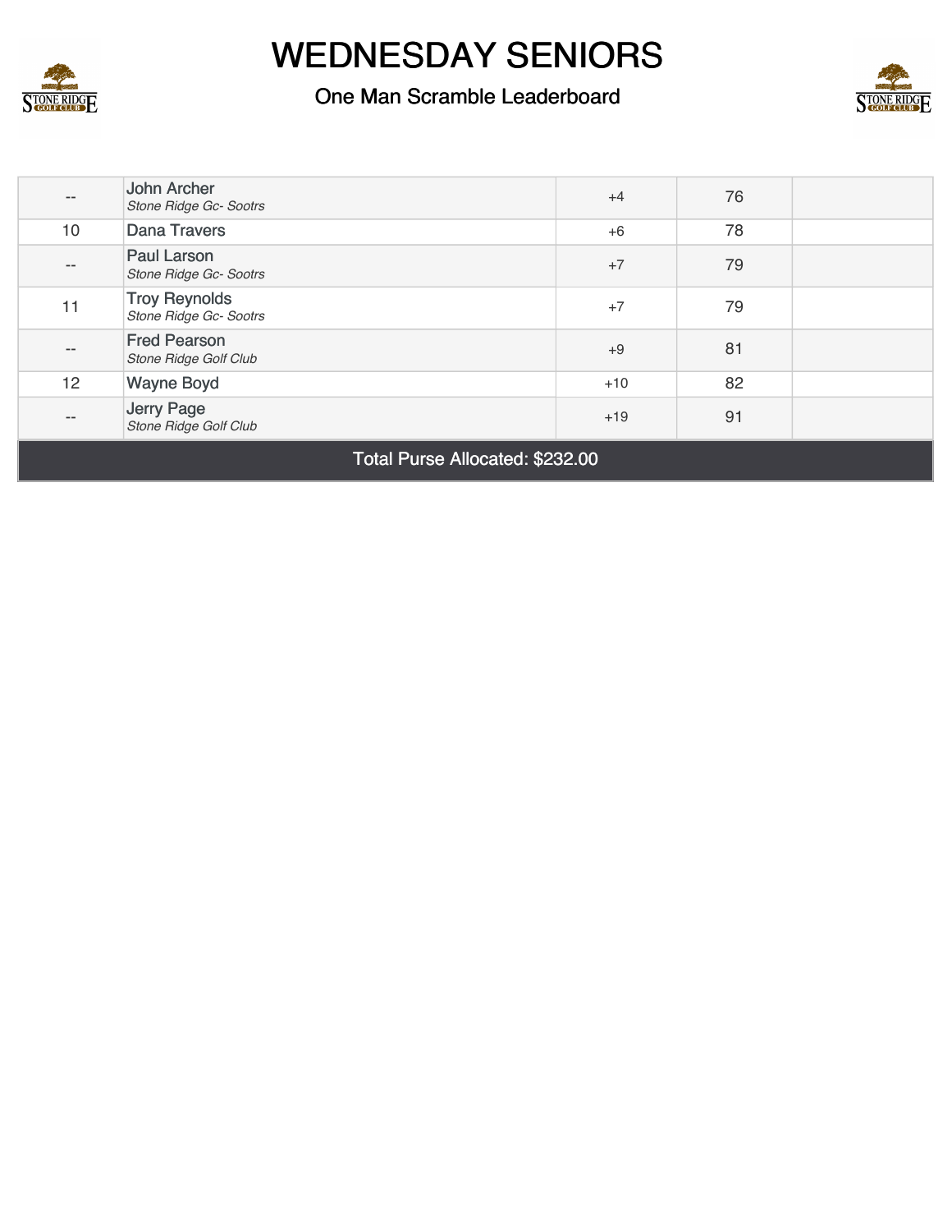# WEDNESDAY SENIORS

## One Man Scramble Leaderboard

| | | | | |
|---|---|---|---|---|
| -- | John Archer *Stone Ridge Gc- Sootrs* | +4 | 76 | |
| 10 | Dana Travers | +6 | 78 | |
| -- | Paul Larson *Stone Ridge Gc- Sootrs* | +7 | 79 | |
| 11 | Troy Reynolds *Stone Ridge Gc- Sootrs* | +7 | 79 | |
| -- | Fred Pearson *Stone Ridge Golf Club* | +9 | 81 | |
| 12 | Wayne Boyd | +10 | 82 | |
| -- | Jerry Page *Stone Ridge Golf Club* | +19 | 91 | |

Total Purse Allocated: $232.00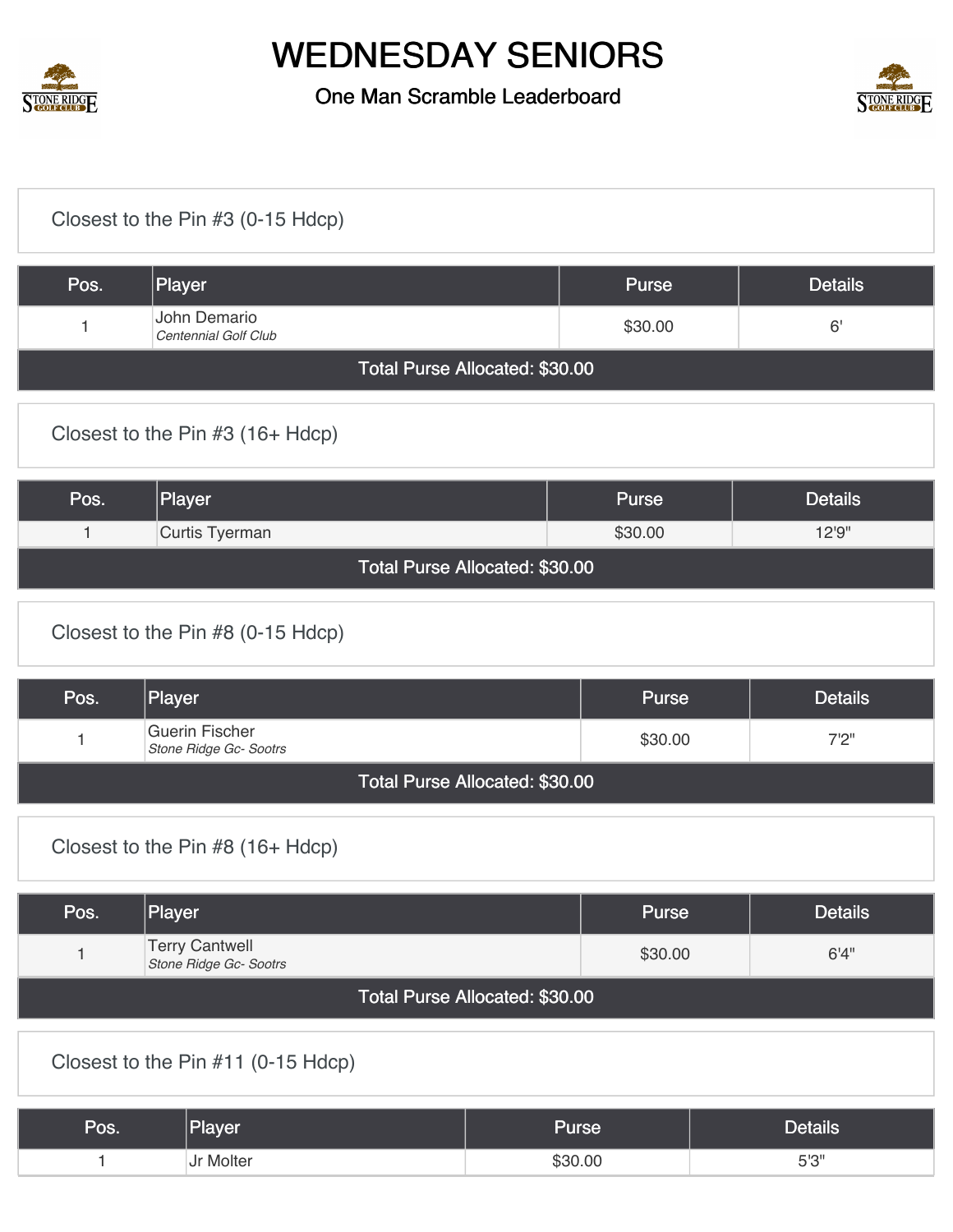# WEDNESDAY SENIORS

One Man Scramble Leaderboard

## Closest to the Pin #3 (0-15 Hdcp)

| Pos. | Player | Purse | Details |
|---|---|---|---|
| 1 | John Demario *Centennial Golf Club* | $30.00 | 6' |

Total Purse Allocated: $30.00

## Closest to the Pin #3 (16+ Hdcp)

| Pos. | Player | Purse | Details |
|---|---|---|---|
| 1 | Curtis Tyerman | $30.00 | 12'9" |

Total Purse Allocated: $30.00

## Closest to the Pin #8 (0-15 Hdcp)

| Pos. | Player | Purse | Details |
|---|---|---|---|
| 1 | Guerin Fischer *Stone Ridge Gc- Sootrs* | $30.00 | 7'2" |

Total Purse Allocated: $30.00

## Closest to the Pin #8 (16+ Hdcp)

| Pos. | Player | Purse | Details |
|---|---|---|---|
| 1 | Terry Cantwell *Stone Ridge Gc- Sootrs* | $30.00 | 6'4" |

Total Purse Allocated: $30.00

## Closest to the Pin #11 (0-15 Hdcp)

| Pos. | Player | Purse | Details |
|---|---|---|---|
| 1 | Jr Molter | $30.00 | 5'3" |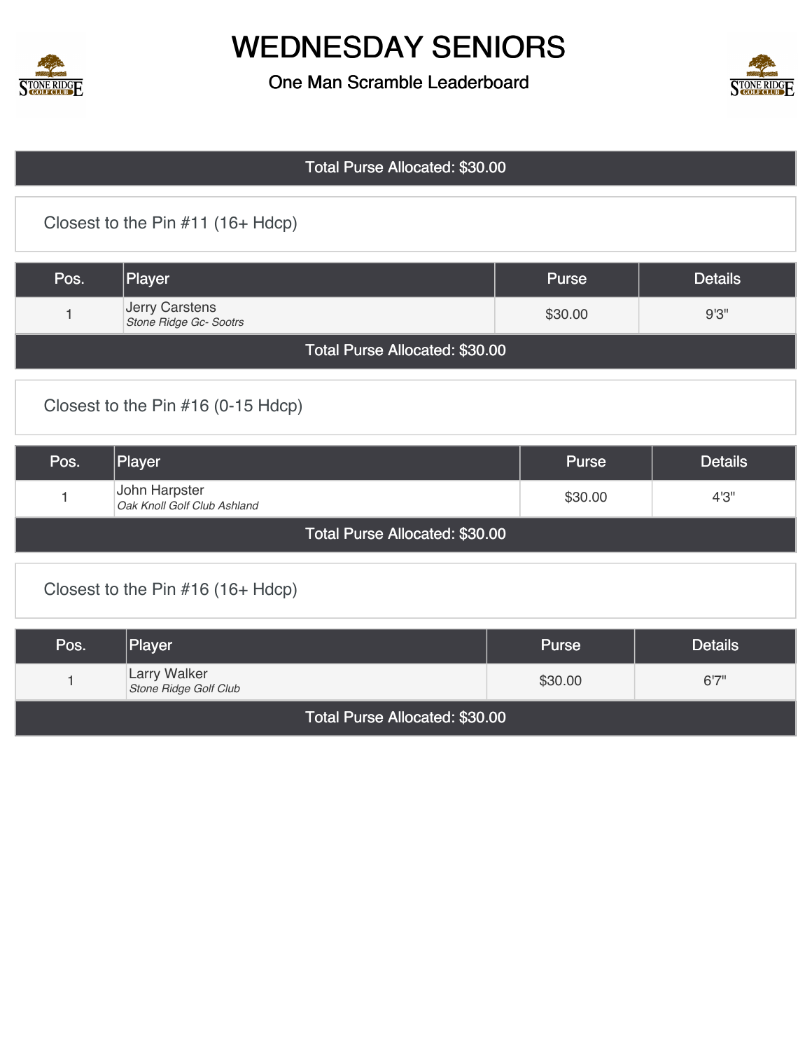# WEDNESDAY SENIORS

## One Man Scramble Leaderboard

**Total Purse Allocated: $30.00**

### Closest to the Pin #11 (16+ Hdcp)

| Pos. | Player | Purse | Details |
|---|---|---|---|
| 1 | Jerry Carstens<br>*Stone Ridge Gc- Sootrs* | $30.00 | 9'3" |

**Total Purse Allocated: $30.00**

### Closest to the Pin #16 (0-15 Hdcp)

| Pos. | Player | Purse | Details |
|---|---|---|---|
| 1 | John Harpster<br>*Oak Knoll Golf Club Ashland* | $30.00 | 4'3" |

**Total Purse Allocated: $30.00**

### Closest to the Pin #16 (16+ Hdcp)

| Pos. | Player | Purse | Details |
|---|---|---|---|
| 1 | Larry Walker<br>*Stone Ridge Golf Club* | $30.00 | 6'7" |

**Total Purse Allocated: $30.00**